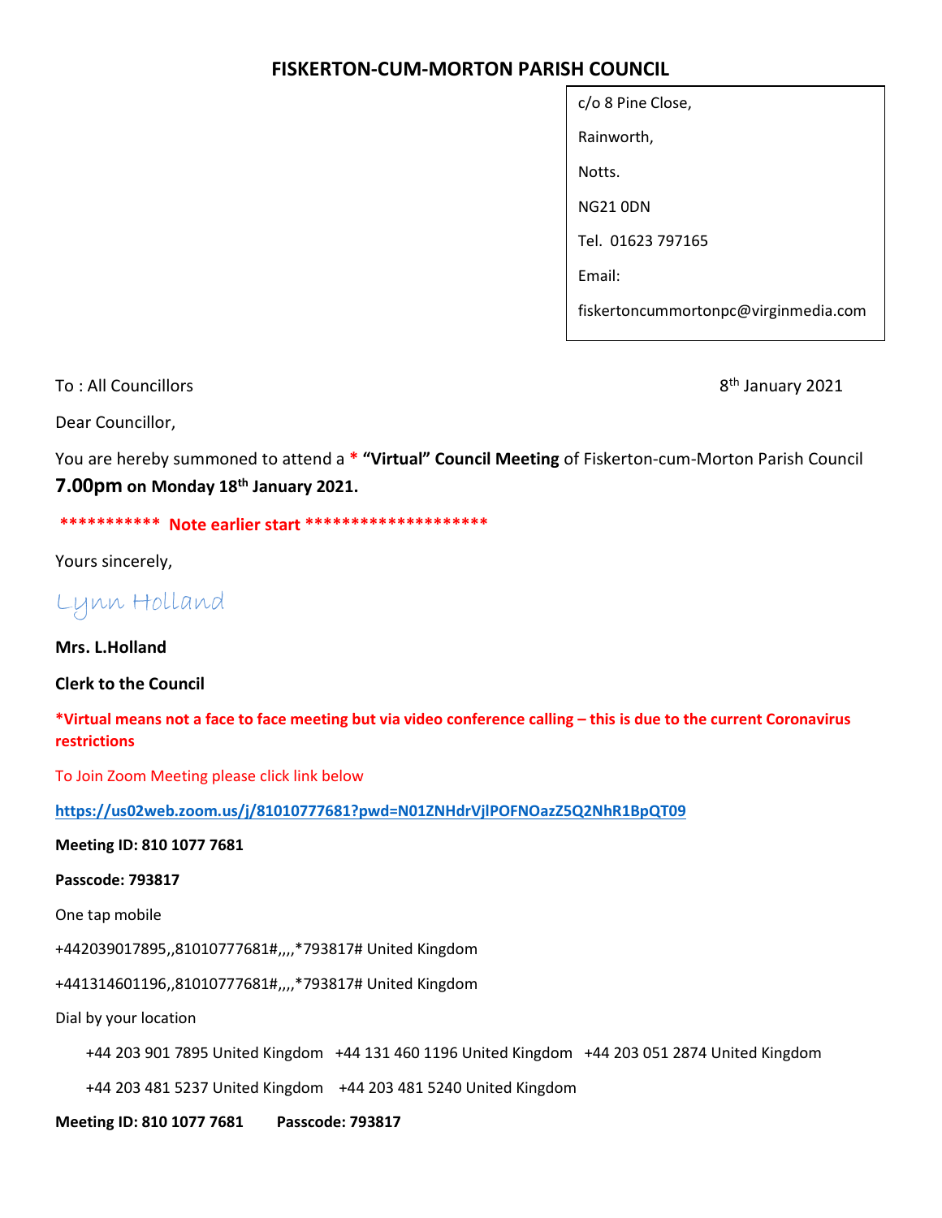# FISKERTON-CUM-MORTON PARISH COUNCIL

c/o 8 Pine Close,

Rainworth,

Notts.

NG21 0DN

Tel. 01623 797165

Email:

fiskertoncummortonpc@virginmedia.com

To : All Councillors

8th January 2021

Dear Councillor,

You are hereby summoned to attend a * **"Virtual" Council Meeting** of Fiskerton-cum-Morton Parish Council **7.00pm on Monday 18th January 2021.**

**\*\*\*\*\*\*\*\*\*\*\* Note earlier start \*\*\*\*\*\*\*\*\*\*\*\*\*\*\*\*\*\*\*\***

Yours sincerely,

Lynn Holland

**Mrs. L.Holland**

**Clerk to the Council**

***Virtual means not a face to face meeting but via video conference calling – this is due to the current Coronavirus restrictions**

To Join Zoom Meeting please click link below

**https://us02web.zoom.us/j/81010777681?pwd=N01ZNHdrVjlPOFNOazZ5Q2NhR1BpQT09**

**Meeting ID: 810 1077 7681**

**Passcode: 793817**

One tap mobile

+442039017895,,81010777681#,,,,*793817# United Kingdom

+441314601196,,81010777681#,,,,*793817# United Kingdom

Dial by your location

+44 203 901 7895 United Kingdom +44 131 460 1196 United Kingdom +44 203 051 2874 United Kingdom

+44 203 481 5237 United Kingdom +44 203 481 5240 United Kingdom

**Meeting ID: 810 1077 7681 Passcode: 793817**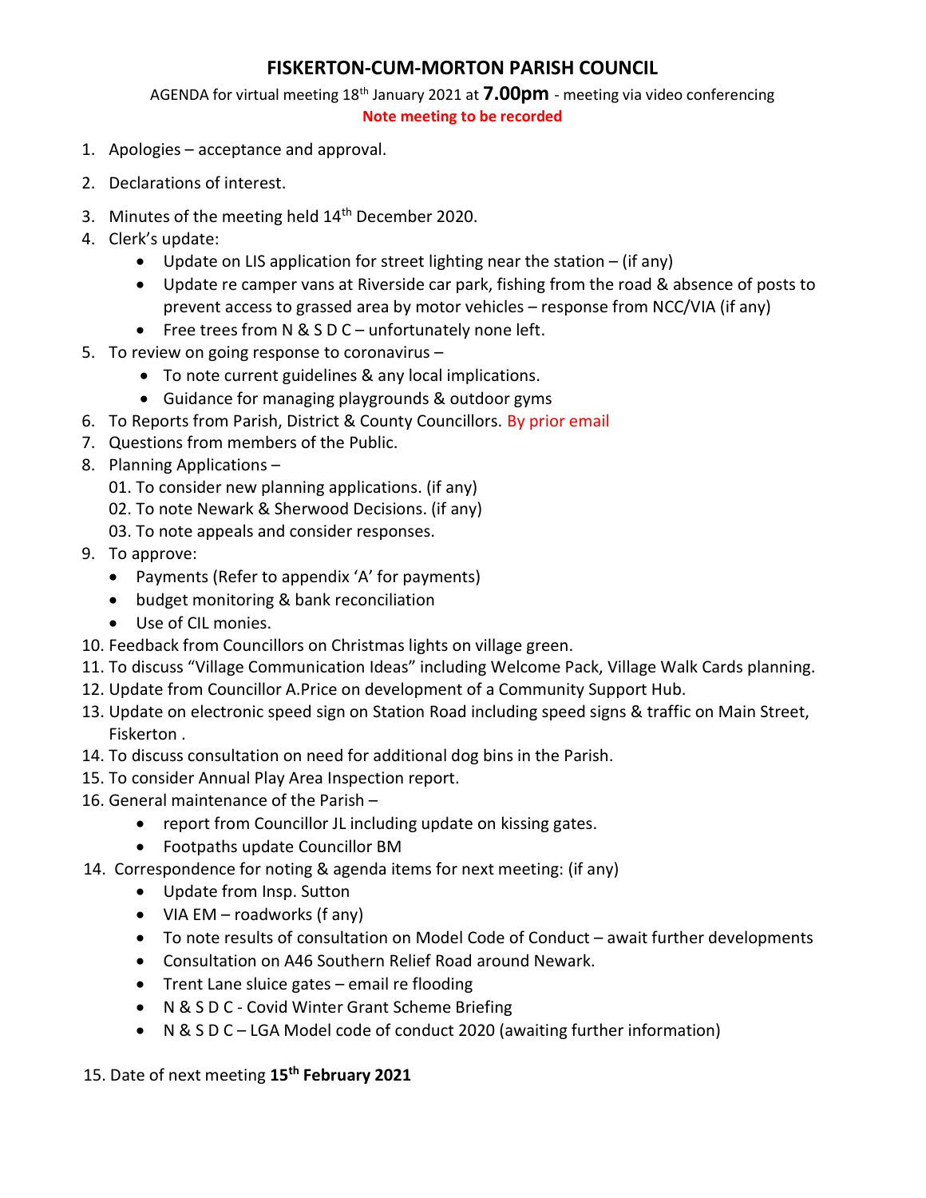# FISKERTON-CUM-MORTON PARISH COUNCIL

AGENDA for virtual meeting 18th January 2021 at **7.00pm** - meeting via video conferencing

**Note meeting to be recorded**

1. Apologies – acceptance and approval.
2. Declarations of interest.
3. Minutes of the meeting held 14th December 2020.
4. Clerk's update:
   - Update on LIS application for street lighting near the station – (if any)
   - Update re camper vans at Riverside car park, fishing from the road & absence of posts to prevent access to grassed area by motor vehicles – response from NCC/VIA (if any)
   - Free trees from N & S D C – unfortunately none left.
5. To review on going response to coronavirus –
   - To note current guidelines & any local implications.
   - Guidance for managing playgrounds & outdoor gyms
6. To Reports from Parish, District & County Councillors. By prior email
7. Questions from members of the Public.
8. Planning Applications –
   01. To consider new planning applications. (if any)
   02. To note Newark & Sherwood Decisions. (if any)
   03. To note appeals and consider responses.
9. To approve:
   - Payments (Refer to appendix 'A' for payments)
   - budget monitoring & bank reconciliation
   - Use of CIL monies.
10. Feedback from Councillors on Christmas lights on village green.
11. To discuss "Village Communication Ideas" including Welcome Pack, Village Walk Cards planning.
12. Update from Councillor A.Price on development of a Community Support Hub.
13. Update on electronic speed sign on Station Road including speed signs & traffic on Main Street, Fiskerton .
14. To discuss consultation on need for additional dog bins in the Parish.
15. To consider Annual Play Area Inspection report.
16. General maintenance of the Parish –
    - report from Councillor JL including update on kissing gates.
    - Footpaths update Councillor BM

14\. Correspondence for noting & agenda items for next meeting: (if any)
   - Update from Insp. Sutton
   - VIA EM – roadworks (f any)
   - To note results of consultation on Model Code of Conduct – await further developments
   - Consultation on A46 Southern Relief Road around Newark.
   - Trent Lane sluice gates – email re flooding
   - N & S D C - Covid Winter Grant Scheme Briefing
   - N & S D C – LGA Model code of conduct 2020 (awaiting further information)

15\. Date of next meeting **15th February 2021**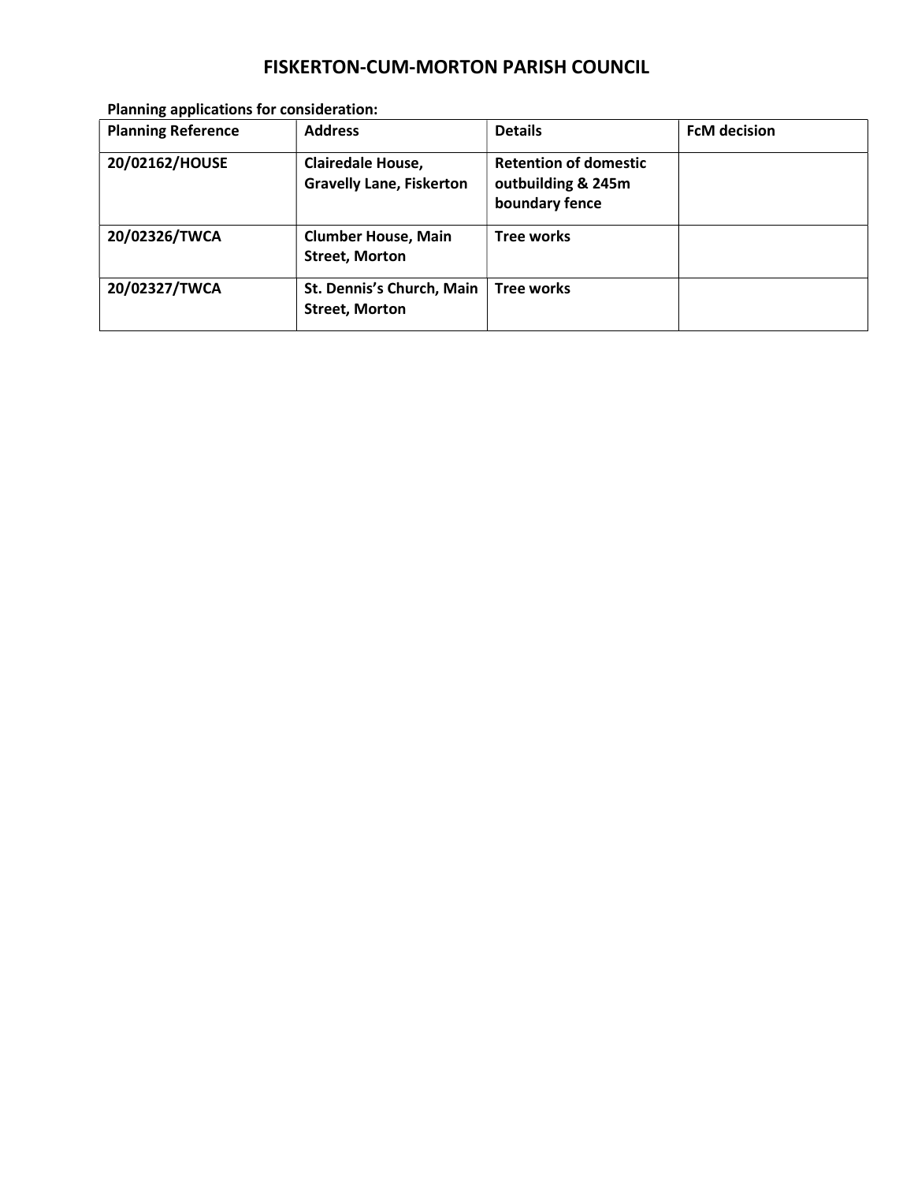# FISKERTON-CUM-MORTON PARISH COUNCIL

**Planning applications for consideration:**

| Planning Reference | Address | Details | FcM decision |
|---|---|---|---|
| **20/02162/HOUSE** | **Clairedale House, Gravelly Lane, Fiskerton** | **Retention of domestic outbuilding & 245m boundary fence** | |
| **20/02326/TWCA** | **Clumber House, Main Street, Morton** | **Tree works** | |
| **20/02327/TWCA** | **St. Dennis's Church, Main Street, Morton** | **Tree works** | |